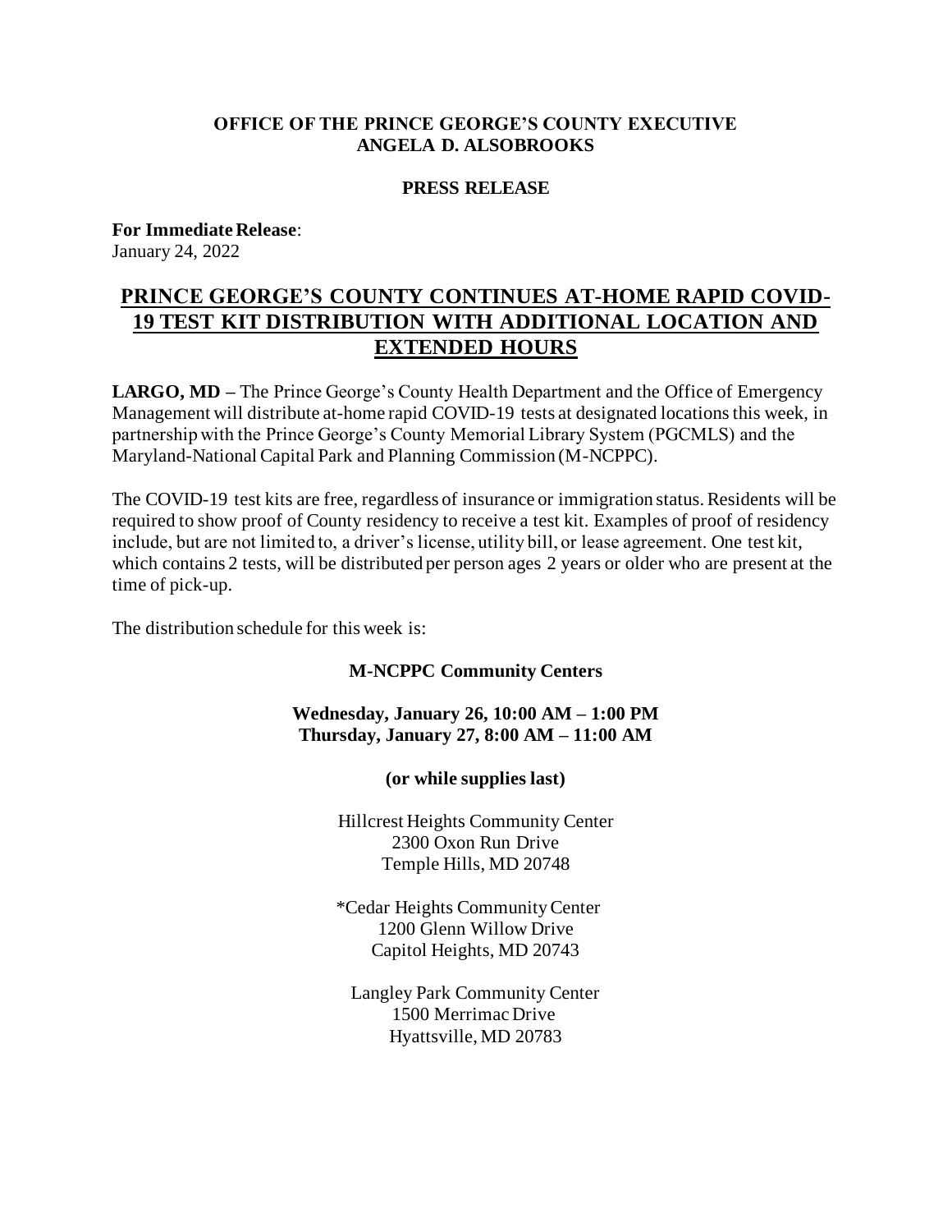**OFFICE OF THE PRINCE GEORGE'S COUNTY EXECUTIVE**
**ANGELA D. ALSOBROOKS**

**PRESS RELEASE**

**For Immediate Release**:
January 24, 2022

# PRINCE GEORGE'S COUNTY CONTINUES AT-HOME RAPID COVID-19 TEST KIT DISTRIBUTION WITH ADDITIONAL LOCATION AND EXTENDED HOURS

**LARGO, MD –** The Prince George's County Health Department and the Office of Emergency Management will distribute at-home rapid COVID-19 tests at designated locations this week, in partnership with the Prince George's County Memorial Library System (PGCMLS) and the Maryland-National Capital Park and Planning Commission (M-NCPPC).

The COVID-19 test kits are free, regardless of insurance or immigration status. Residents will be required to show proof of County residency to receive a test kit. Examples of proof of residency include, but are not limited to, a driver's license, utility bill, or lease agreement. One test kit, which contains 2 tests, will be distributed per person ages 2 years or older who are present at the time of pick-up.

The distribution schedule for this week is:

**M-NCPPC Community Centers**

**Wednesday, January 26, 10:00 AM – 1:00 PM**
**Thursday, January 27, 8:00 AM – 11:00 AM**

**(or while supplies last)**

Hillcrest Heights Community Center
2300 Oxon Run Drive
Temple Hills, MD 20748

*Cedar Heights Community Center
1200 Glenn Willow Drive
Capitol Heights, MD 20743

Langley Park Community Center
1500 Merrimac Drive
Hyattsville, MD 20783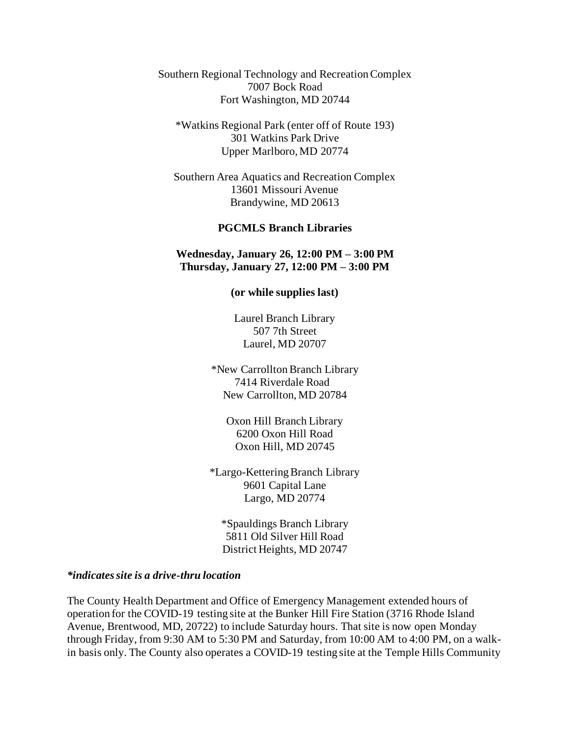Southern Regional Technology and Recreation Complex
7007 Bock Road
Fort Washington, MD 20744

*Watkins Regional Park (enter off of Route 193)
301 Watkins Park Drive
Upper Marlboro, MD 20774

Southern Area Aquatics and Recreation Complex
13601 Missouri Avenue
Brandywine, MD 20613

**PGCMLS Branch Libraries**

**Wednesday, January 26, 12:00 PM – 3:00 PM**
**Thursday, January 27, 12:00 PM – 3:00 PM**

**(or while supplies last)**

Laurel Branch Library
507 7th Street
Laurel, MD 20707

*New Carrollton Branch Library
7414 Riverdale Road
New Carrollton, MD 20784

Oxon Hill Branch Library
6200 Oxon Hill Road
Oxon Hill, MD 20745

*Largo-Kettering Branch Library
9601 Capital Lane
Largo, MD 20774

*Spauldings Branch Library
5811 Old Silver Hill Road
District Heights, MD 20747

***indicates site is a drive-thru location***

The County Health Department and Office of Emergency Management extended hours of operation for the COVID-19 testing site at the Bunker Hill Fire Station (3716 Rhode Island Avenue, Brentwood, MD, 20722) to include Saturday hours. That site is now open Monday through Friday, from 9:30 AM to 5:30 PM and Saturday, from 10:00 AM to 4:00 PM, on a walk-in basis only. The County also operates a COVID-19 testing site at the Temple Hills Community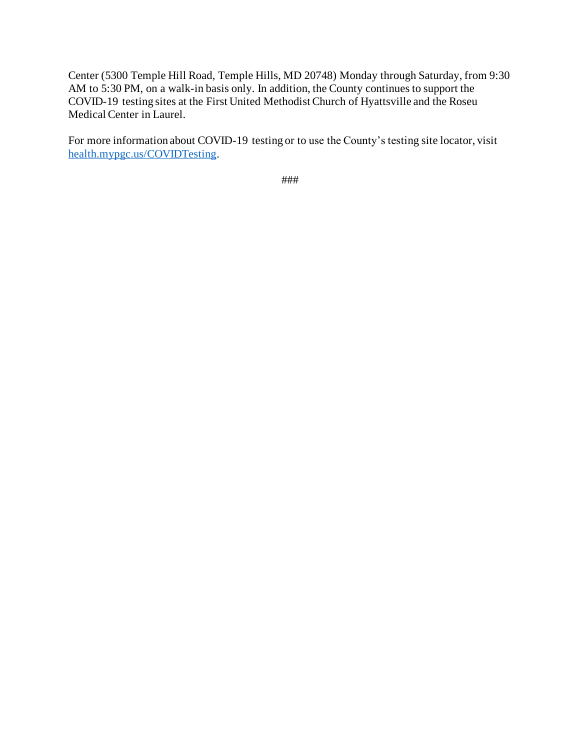Center (5300 Temple Hill Road, Temple Hills, MD 20748) Monday through Saturday, from 9:30 AM to 5:30 PM, on a walk-in basis only. In addition, the County continues to support the COVID-19 testing sites at the First United Methodist Church of Hyattsville and the Roseu Medical Center in Laurel.

For more information about COVID-19 testing or to use the County's testing site locator, visit [health.mypgc.us/COVIDTesting](health.mypgc.us/COVIDTesting).

###